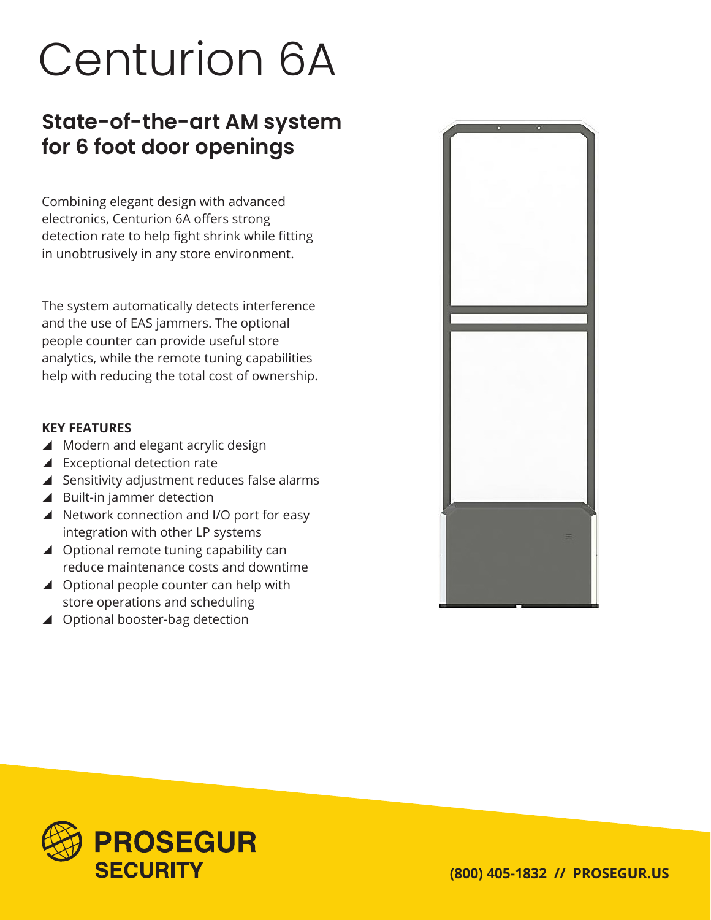# Centurion 6A

## State-of-the-art AM system for 6 foot door openings

Combining elegant design with advanced electronics, Centurion 6A offers strong detection rate to help fight shrink while fitting in unobtrusively in any store environment.

The system automatically detects interference and the use of EAS jammers. The optional people counter can provide useful store analytics, while the remote tuning capabilities help with reducing the total cost of ownership.

**KEY FEATURES**

- Modern and elegant acrylic design
- Exceptional detection rate
- Sensitivity adjustment reduces false alarms
- Built-in jammer detection
- Network connection and I/O port for easy integration with other LP systems
- Optional remote tuning capability can reduce maintenance costs and downtime
- Optional people counter can help with store operations and scheduling
- Optional booster-bag detection

**PROSEGUR SECURITY**

**(800) 405-1832 // PROSEGUR.US**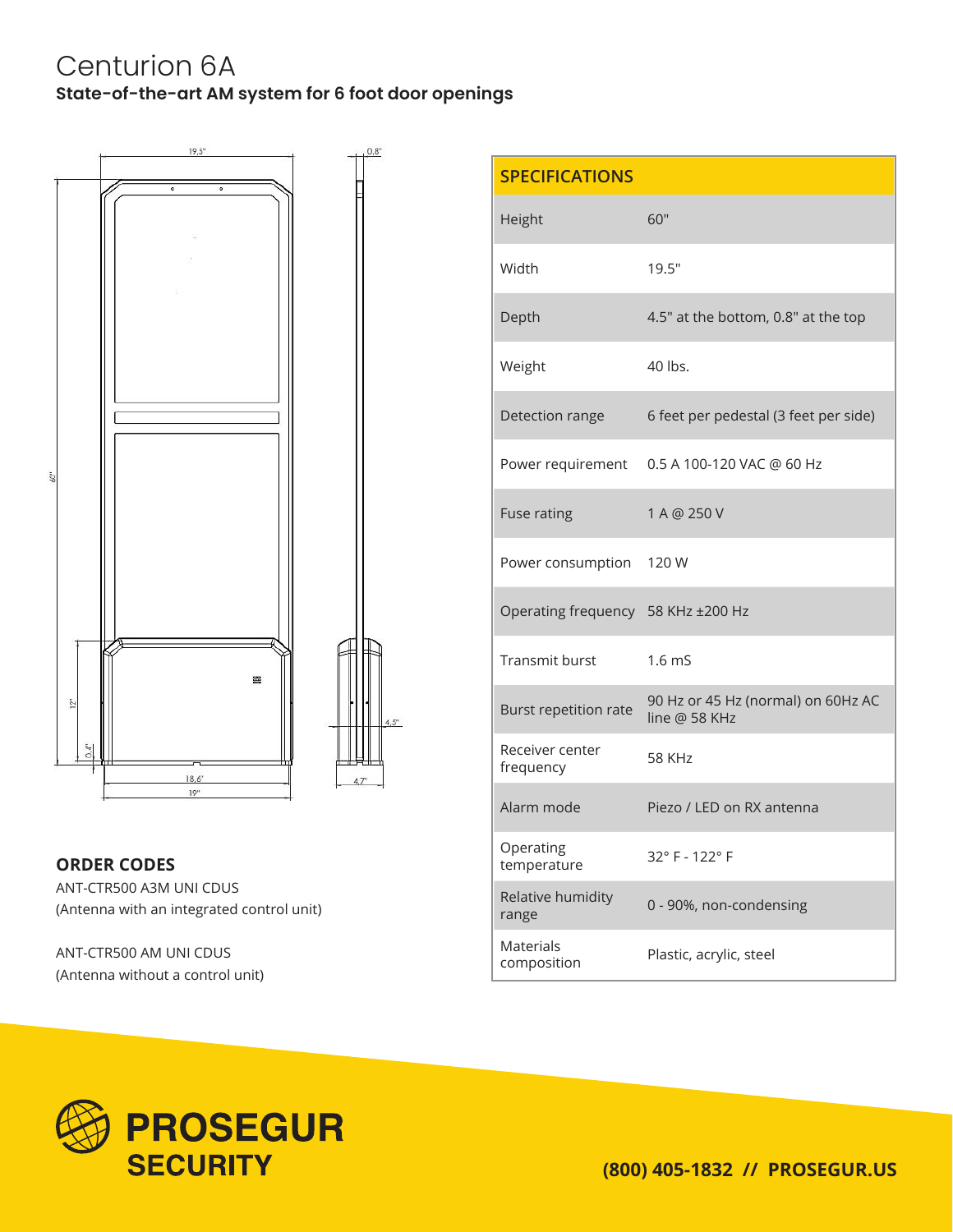# Centurion 6A

**State-of-the-art AM system for 6 foot door openings**

19.5"
0.8"
60"
12"
0.4"
18.6"
19"
4.5"
4.7"

| SPECIFICATIONS | |
|---|---|
| Height | 60" |
| Width | 19.5" |
| Depth | 4.5" at the bottom, 0.8" at the top |
| Weight | 40 lbs. |
| Detection range | 6 feet per pedestal (3 feet per side) |
| Power requirement | 0.5 A 100-120 VAC @ 60 Hz |
| Fuse rating | 1 A @ 250 V |
| Power consumption | 120 W |
| Operating frequency | 58 KHz ±200 Hz |
| Transmit burst | 1.6 mS |
| Burst repetition rate | 90 Hz or 45 Hz (normal) on 60Hz AC line @ 58 KHz |
| Receiver center frequency | 58 KHz |
| Alarm mode | Piezo / LED on RX antenna |
| Operating temperature | 32° F - 122° F |
| Relative humidity range | 0 - 90%, non-condensing |
| Materials composition | Plastic, acrylic, steel |

**ORDER CODES**

ANT-CTR500 A3M UNI CDUS
(Antenna with an integrated control unit)

ANT-CTR500 AM UNI CDUS
(Antenna without a control unit)

**PROSEGUR SECURITY**

**(800) 405-1832 // PROSEGUR.US**